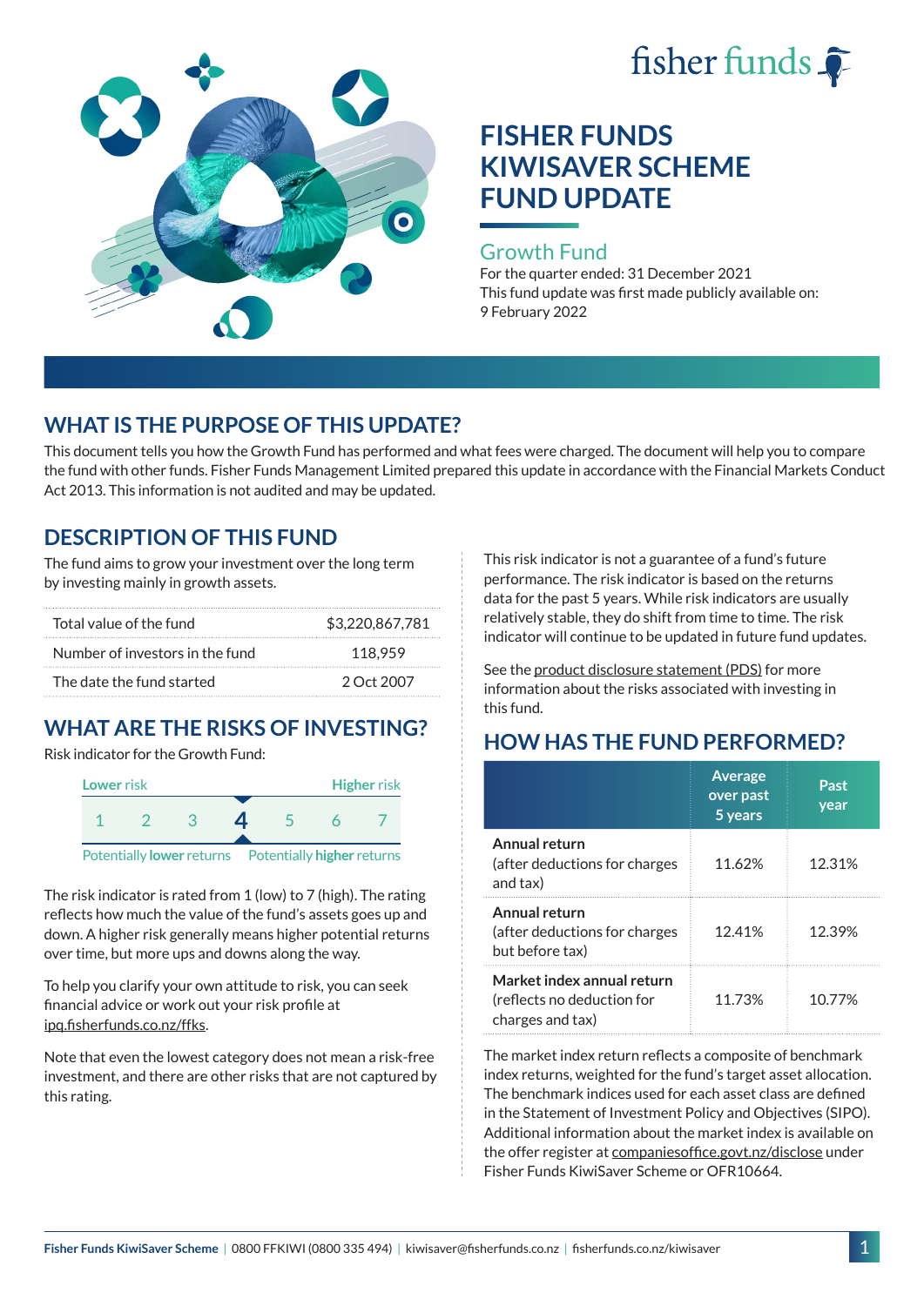# FISHER FUNDS KIWISAVER SCHEME FUND UPDATE

## Growth Fund

For the quarter ended: 31 December 2021
This fund update was first made publicly available on: 9 February 2022

## WHAT IS THE PURPOSE OF THIS UPDATE?

This document tells you how the Growth Fund has performed and what fees were charged. The document will help you to compare the fund with other funds. Fisher Funds Management Limited prepared this update in accordance with the Financial Markets Conduct Act 2013. This information is not audited and may be updated.

## DESCRIPTION OF THIS FUND

The fund aims to grow your investment over the long term by investing mainly in growth assets.

| | |
|---|---|
| Total value of the fund | $3,220,867,781 |
| Number of investors in the fund | 118,959 |
| The date the fund started | 2 Oct 2007 |

## WHAT ARE THE RISKS OF INVESTING?

Risk indicator for the Growth Fund:

| Lower risk | | | | | | Higher risk |
|---|---|---|---|---|---|---|
| 1 | 2 | 3 | **4** | 5 | 6 | 7 |
| Potentially **lower** returns | | | | | | Potentially **higher** returns |

The risk indicator is rated from 1 (low) to 7 (high). The rating reflects how much the value of the fund's assets goes up and down. A higher risk generally means higher potential returns over time, but more ups and downs along the way.

To help you clarify your own attitude to risk, you can seek financial advice or work out your risk profile at ipq.fisherfunds.co.nz/ffks.

Note that even the lowest category does not mean a risk-free investment, and there are other risks that are not captured by this rating.

This risk indicator is not a guarantee of a fund's future performance. The risk indicator is based on the returns data for the past 5 years. While risk indicators are usually relatively stable, they do shift from time to time. The risk indicator will continue to be updated in future fund updates.

See the product disclosure statement (PDS) for more information about the risks associated with investing in this fund.

## HOW HAS THE FUND PERFORMED?

| | Average over past 5 years | Past year |
|---|---|---|
| **Annual return** (after deductions for charges and tax) | 11.62% | 12.31% |
| **Annual return** (after deductions for charges but before tax) | 12.41% | 12.39% |
| **Market index annual return** (reflects no deduction for charges and tax) | 11.73% | 10.77% |

The market index return reflects a composite of benchmark index returns, weighted for the fund's target asset allocation. The benchmark indices used for each asset class are defined in the Statement of Investment Policy and Objectives (SIPO). Additional information about the market index is available on the offer register at companiesoffice.govt.nz/disclose under Fisher Funds KiwiSaver Scheme or OFR10664.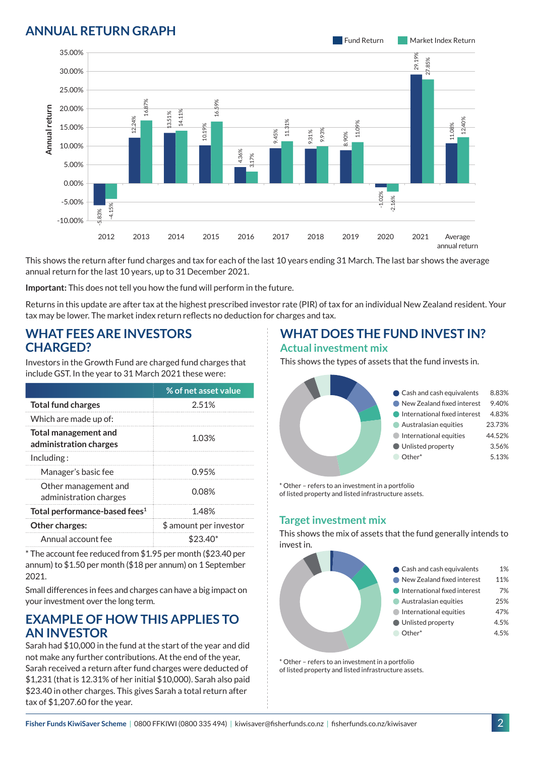## ANNUAL RETURN GRAPH

| Year | Fund Return | Market Index Return |
|---|---|---|
| 2012 | -5.83% | -4.15% |
| 2013 | 12.24% | 16.87% |
| 2014 | 13.51% | 14.11% |
| 2015 | 10.19% | 16.59% |
| 2016 | 4.36% | 3.17% |
| 2017 | 9.45% | 11.31% |
| 2018 | 9.31% | 9.93% |
| 2019 | 8.90% | 11.09% |
| 2020 | -1.02% | -2.16% |
| 2021 | 29.19% | 27.85% |
| Average annual return | 11.08% | 12.40% |

This shows the return after fund charges and tax for each of the last 10 years ending 31 March. The last bar shows the average annual return for the last 10 years, up to 31 December 2021.

**Important:** This does not tell you how the fund will perform in the future.

Returns in this update are after tax at the highest prescribed investor rate (PIR) of tax for an individual New Zealand resident. Your tax may be lower. The market index return reflects no deduction for charges and tax.

## WHAT FEES ARE INVESTORS CHARGED?

Investors in the Growth Fund are charged fund charges that include GST. In the year to 31 March 2021 these were:

| | % of net asset value |
|---|---|
| **Total fund charges** | 2.51% |
| Which are made up of: | |
| **Total management and administration charges** | 1.03% |
| Including : | |
| Manager's basic fee | 0.95% |
| Other management and administration charges | 0.08% |
| **Total performance-based fees**[1] | 1.48% |
| **Other charges:** | $ amount per investor |
| Annual account fee | $23.40* |

* The account fee reduced from $1.95 per month ($23.40 per annum) to $1.50 per month ($18 per annum) on 1 September 2021.

Small differences in fees and charges can have a big impact on your investment over the long term.

## EXAMPLE OF HOW THIS APPLIES TO AN INVESTOR

Sarah had $10,000 in the fund at the start of the year and did not make any further contributions. At the end of the year, Sarah received a return after fund charges were deducted of $1,231 (that is 12.31% of her initial $10,000). Sarah also paid $23.40 in other charges. This gives Sarah a total return after tax of $1,207.60 for the year.

## WHAT DOES THE FUND INVEST IN?

### Actual investment mix

This shows the types of assets that the fund invests in.

| Asset type | % |
|---|---|
| Cash and cash equivalents | 8.83% |
| New Zealand fixed interest | 9.40% |
| International fixed interest | 4.83% |
| Australasian equities | 23.73% |
| International equities | 44.52% |
| Unlisted property | 3.56% |
| Other* | 5.13% |

* Other – refers to an investment in a portfolio of listed property and listed infrastructure assets.

### Target investment mix

This shows the mix of assets that the fund generally intends to invest in.

| Asset type | % |
|---|---|
| Cash and cash equivalents | 1% |
| New Zealand fixed interest | 11% |
| International fixed interest | 7% |
| Australasian equities | 25% |
| International equities | 47% |
| Unlisted property | 4.5% |
| Other* | 4.5% |

* Other – refers to an investment in a portfolio of listed property and listed infrastructure assets.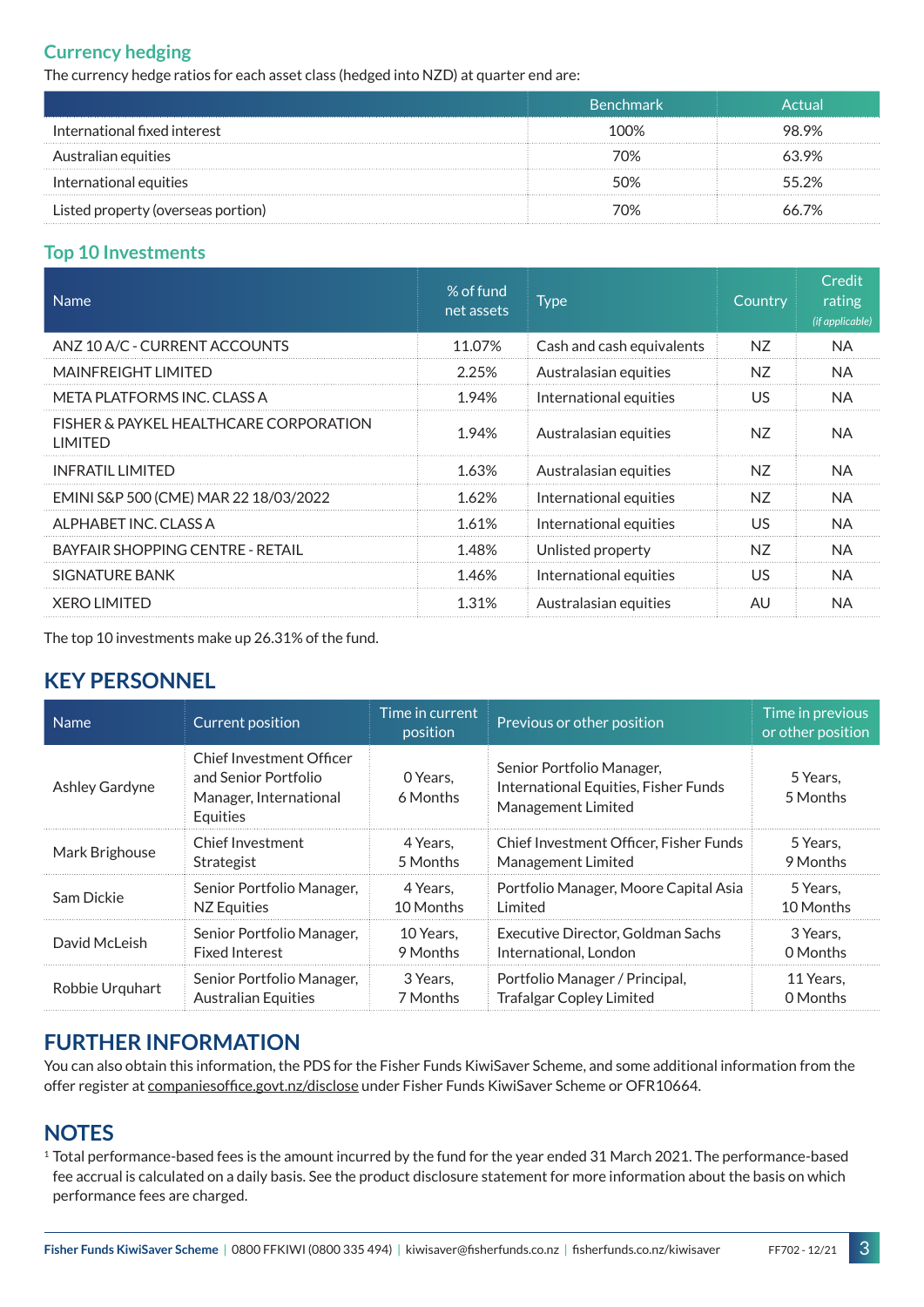## Currency hedging

The currency hedge ratios for each asset class (hedged into NZD) at quarter end are:

| | Benchmark | Actual |
|---|---|---|
| International fixed interest | 100% | 98.9% |
| Australian equities | 70% | 63.9% |
| International equities | 50% | 55.2% |
| Listed property (overseas portion) | 70% | 66.7% |

## Top 10 Investments

| Name | % of fund net assets | Type | Country | Credit rating *(if applicable)* |
|---|---|---|---|---|
| ANZ 10 A/C - CURRENT ACCOUNTS | 11.07% | Cash and cash equivalents | NZ | NA |
| MAINFREIGHT LIMITED | 2.25% | Australasian equities | NZ | NA |
| META PLATFORMS INC. CLASS A | 1.94% | International equities | US | NA |
| FISHER & PAYKEL HEALTHCARE CORPORATION LIMITED | 1.94% | Australasian equities | NZ | NA |
| INFRATIL LIMITED | 1.63% | Australasian equities | NZ | NA |
| EMINI S&P 500 (CME) MAR 22 18/03/2022 | 1.62% | International equities | NZ | NA |
| ALPHABET INC. CLASS A | 1.61% | International equities | US | NA |
| BAYFAIR SHOPPING CENTRE - RETAIL | 1.48% | Unlisted property | NZ | NA |
| SIGNATURE BANK | 1.46% | International equities | US | NA |
| XERO LIMITED | 1.31% | Australasian equities | AU | NA |

The top 10 investments make up 26.31% of the fund.

## KEY PERSONNEL

| Name | Current position | Time in current position | Previous or other position | Time in previous or other position |
|---|---|---|---|---|
| Ashley Gardyne | Chief Investment Officer and Senior Portfolio Manager, International Equities | 0 Years, 6 Months | Senior Portfolio Manager, International Equities, Fisher Funds Management Limited | 5 Years, 5 Months |
| Mark Brighouse | Chief Investment Strategist | 4 Years, 5 Months | Chief Investment Officer, Fisher Funds Management Limited | 5 Years, 9 Months |
| Sam Dickie | Senior Portfolio Manager, NZ Equities | 4 Years, 10 Months | Portfolio Manager, Moore Capital Asia Limited | 5 Years, 10 Months |
| David McLeish | Senior Portfolio Manager, Fixed Interest | 10 Years, 9 Months | Executive Director, Goldman Sachs International, London | 3 Years, 0 Months |
| Robbie Urquhart | Senior Portfolio Manager, Australian Equities | 3 Years, 7 Months | Portfolio Manager / Principal, Trafalgar Copley Limited | 11 Years, 0 Months |

## FURTHER INFORMATION

You can also obtain this information, the PDS for the Fisher Funds KiwiSaver Scheme, and some additional information from the offer register at companiesoffice.govt.nz/disclose under Fisher Funds KiwiSaver Scheme or OFR10664.

## NOTES

[1] Total performance-based fees is the amount incurred by the fund for the year ended 31 March 2021. The performance-based fee accrual is calculated on a daily basis. See the product disclosure statement for more information about the basis on which performance fees are charged.